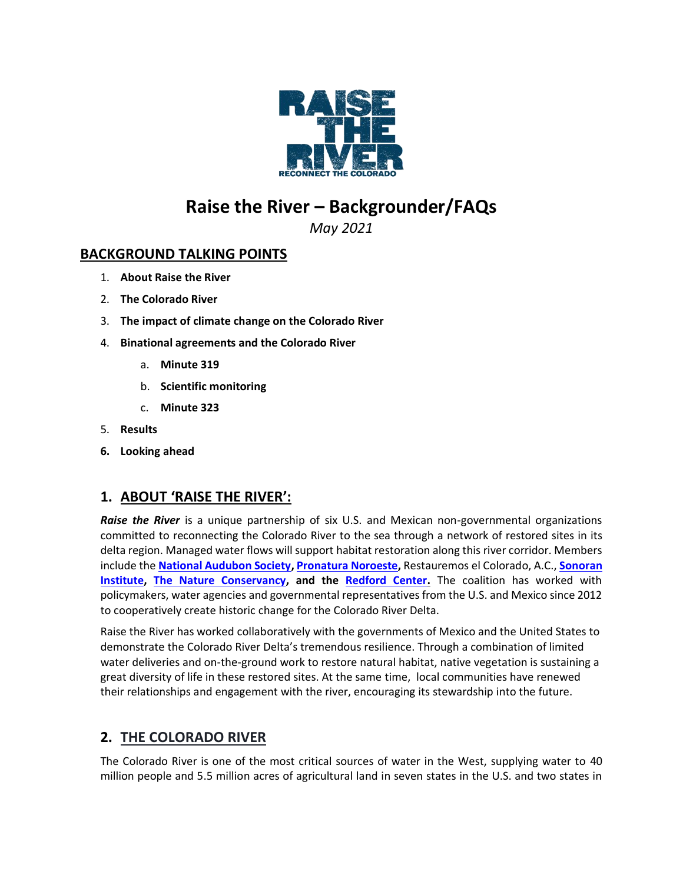# Raise the River – Backgrounder/FAQs

*May 2021*

## BACKGROUND TALKING POINTS

1. **About Raise the River**
2. **The Colorado River**
3. **The impact of climate change on the Colorado River**
4. **Binational agreements and the Colorado River**
    a. **Minute 319**
    b. **Scientific monitoring**
    c. **Minute 323**
5. **Results**
6. **Looking ahead**

## 1. ABOUT 'RAISE THE RIVER':

***Raise the River*** is a unique partnership of six U.S. and Mexican non-governmental organizations committed to reconnecting the Colorado River to the sea through a network of restored sites in its delta region. Managed water flows will support habitat restoration along this river corridor. Members include the **National Audubon Society**, **Pronatura Noroeste**, Restauremos el Colorado, A.C., **Sonoran Institute**, **The Nature Conservancy**, **and the Redford Center.** The coalition has worked with policymakers, water agencies and governmental representatives from the U.S. and Mexico since 2012 to cooperatively create historic change for the Colorado River Delta.

Raise the River has worked collaboratively with the governments of Mexico and the United States to demonstrate the Colorado River Delta's tremendous resilience. Through a combination of limited water deliveries and on-the-ground work to restore natural habitat, native vegetation is sustaining a great diversity of life in these restored sites. At the same time, local communities have renewed their relationships and engagement with the river, encouraging its stewardship into the future.

## 2. THE COLORADO RIVER

The Colorado River is one of the most critical sources of water in the West, supplying water to 40 million people and 5.5 million acres of agricultural land in seven states in the U.S. and two states in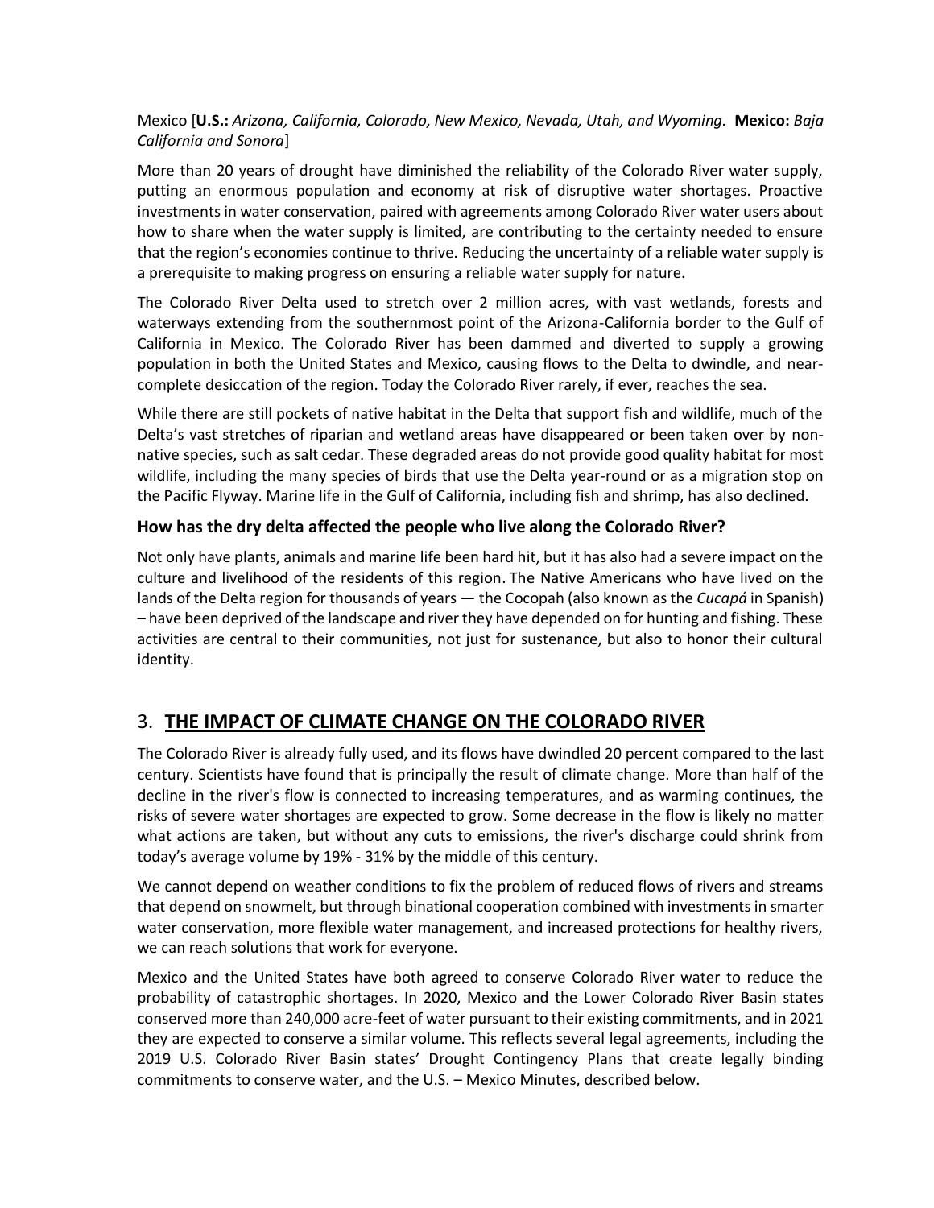Mexico [**U.S.:** *Arizona, California, Colorado, New Mexico, Nevada, Utah, and Wyoming.* **Mexico:** *Baja California and Sonora*]

More than 20 years of drought have diminished the reliability of the Colorado River water supply, putting an enormous population and economy at risk of disruptive water shortages. Proactive investments in water conservation, paired with agreements among Colorado River water users about how to share when the water supply is limited, are contributing to the certainty needed to ensure that the region's economies continue to thrive. Reducing the uncertainty of a reliable water supply is a prerequisite to making progress on ensuring a reliable water supply for nature.

The Colorado River Delta used to stretch over 2 million acres, with vast wetlands, forests and waterways extending from the southernmost point of the Arizona-California border to the Gulf of California in Mexico. The Colorado River has been dammed and diverted to supply a growing population in both the United States and Mexico, causing flows to the Delta to dwindle, and near-complete desiccation of the region. Today the Colorado River rarely, if ever, reaches the sea.

While there are still pockets of native habitat in the Delta that support fish and wildlife, much of the Delta's vast stretches of riparian and wetland areas have disappeared or been taken over by non-native species, such as salt cedar. These degraded areas do not provide good quality habitat for most wildlife, including the many species of birds that use the Delta year-round or as a migration stop on the Pacific Flyway. Marine life in the Gulf of California, including fish and shrimp, has also declined.

### How has the dry delta affected the people who live along the Colorado River?

Not only have plants, animals and marine life been hard hit, but it has also had a severe impact on the culture and livelihood of the residents of this region. The Native Americans who have lived on the lands of the Delta region for thousands of years — the Cocopah (also known as the *Cucapá* in Spanish) – have been deprived of the landscape and river they have depended on for hunting and fishing. These activities are central to their communities, not just for sustenance, but also to honor their cultural identity.

## 3. THE IMPACT OF CLIMATE CHANGE ON THE COLORADO RIVER

The Colorado River is already fully used, and its flows have dwindled 20 percent compared to the last century. Scientists have found that is principally the result of climate change. More than half of the decline in the river's flow is connected to increasing temperatures, and as warming continues, the risks of severe water shortages are expected to grow. Some decrease in the flow is likely no matter what actions are taken, but without any cuts to emissions, the river's discharge could shrink from today's average volume by 19% - 31% by the middle of this century.

We cannot depend on weather conditions to fix the problem of reduced flows of rivers and streams that depend on snowmelt, but through binational cooperation combined with investments in smarter water conservation, more flexible water management, and increased protections for healthy rivers, we can reach solutions that work for everyone.

Mexico and the United States have both agreed to conserve Colorado River water to reduce the probability of catastrophic shortages. In 2020, Mexico and the Lower Colorado River Basin states conserved more than 240,000 acre-feet of water pursuant to their existing commitments, and in 2021 they are expected to conserve a similar volume. This reflects several legal agreements, including the 2019 U.S. Colorado River Basin states' Drought Contingency Plans that create legally binding commitments to conserve water, and the U.S. – Mexico Minutes, described below.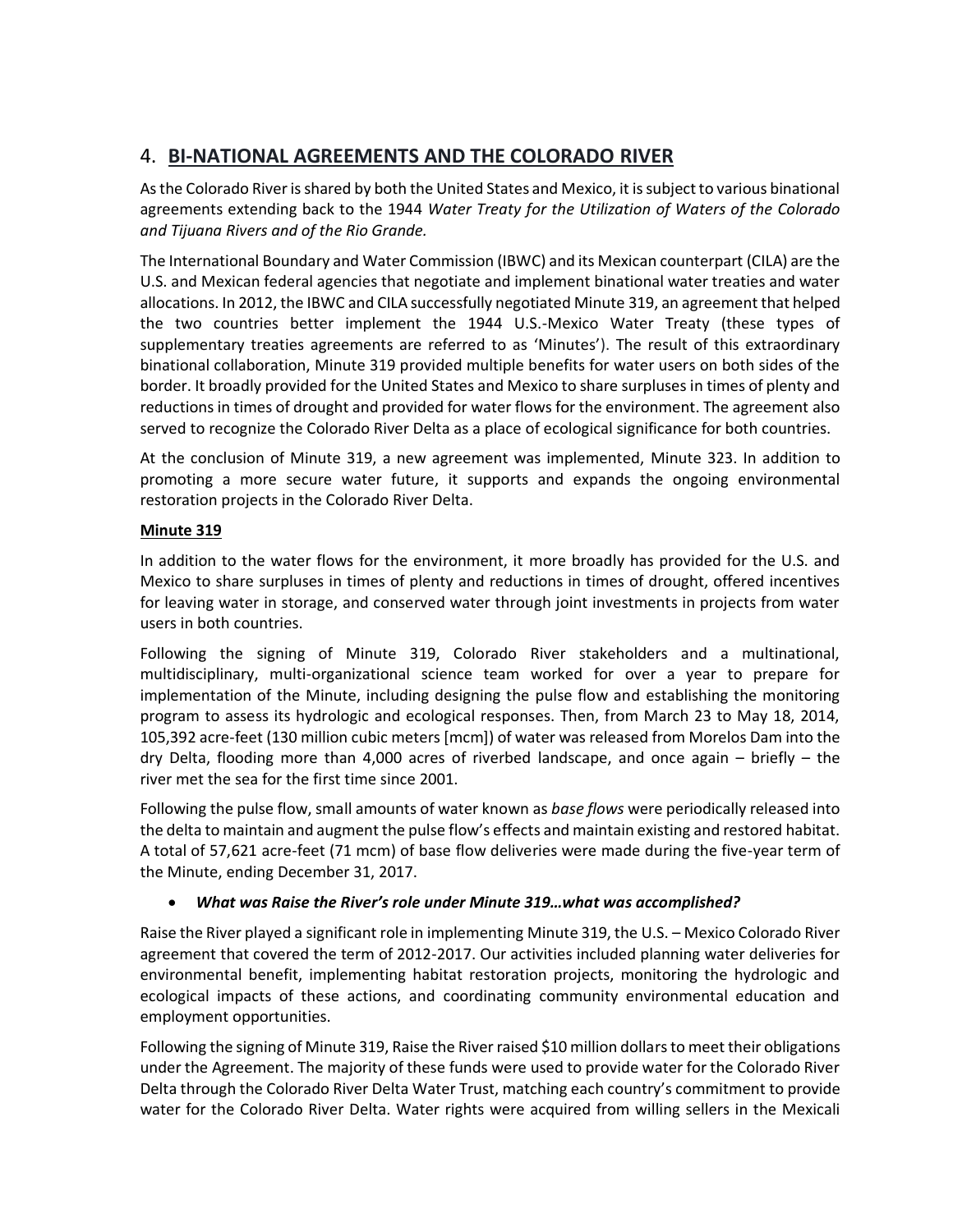## 4. BI-NATIONAL AGREEMENTS AND THE COLORADO RIVER

As the Colorado River is shared by both the United States and Mexico, it is subject to various binational agreements extending back to the 1944 *Water Treaty for the Utilization of Waters of the Colorado and Tijuana Rivers and of the Rio Grande.*

The International Boundary and Water Commission (IBWC) and its Mexican counterpart (CILA) are the U.S. and Mexican federal agencies that negotiate and implement binational water treaties and water allocations. In 2012, the IBWC and CILA successfully negotiated Minute 319, an agreement that helped the two countries better implement the 1944 U.S.-Mexico Water Treaty (these types of supplementary treaties agreements are referred to as 'Minutes'). The result of this extraordinary binational collaboration, Minute 319 provided multiple benefits for water users on both sides of the border. It broadly provided for the United States and Mexico to share surpluses in times of plenty and reductions in times of drought and provided for water flows for the environment. The agreement also served to recognize the Colorado River Delta as a place of ecological significance for both countries.

At the conclusion of Minute 319, a new agreement was implemented, Minute 323. In addition to promoting a more secure water future, it supports and expands the ongoing environmental restoration projects in the Colorado River Delta.

**Minute 319**

In addition to the water flows for the environment, it more broadly has provided for the U.S. and Mexico to share surpluses in times of plenty and reductions in times of drought, offered incentives for leaving water in storage, and conserved water through joint investments in projects from water users in both countries.

Following the signing of Minute 319, Colorado River stakeholders and a multinational, multidisciplinary, multi-organizational science team worked for over a year to prepare for implementation of the Minute, including designing the pulse flow and establishing the monitoring program to assess its hydrologic and ecological responses. Then, from March 23 to May 18, 2014, 105,392 acre-feet (130 million cubic meters [mcm]) of water was released from Morelos Dam into the dry Delta, flooding more than 4,000 acres of riverbed landscape, and once again – briefly – the river met the sea for the first time since 2001.

Following the pulse flow, small amounts of water known as *base flows* were periodically released into the delta to maintain and augment the pulse flow's effects and maintain existing and restored habitat. A total of 57,621 acre-feet (71 mcm) of base flow deliveries were made during the five-year term of the Minute, ending December 31, 2017.

- ***What was Raise the River's role under Minute 319…what was accomplished?***

Raise the River played a significant role in implementing Minute 319, the U.S. – Mexico Colorado River agreement that covered the term of 2012-2017. Our activities included planning water deliveries for environmental benefit, implementing habitat restoration projects, monitoring the hydrologic and ecological impacts of these actions, and coordinating community environmental education and employment opportunities.

Following the signing of Minute 319, Raise the River raised $10 million dollars to meet their obligations under the Agreement. The majority of these funds were used to provide water for the Colorado River Delta through the Colorado River Delta Water Trust, matching each country's commitment to provide water for the Colorado River Delta. Water rights were acquired from willing sellers in the Mexicali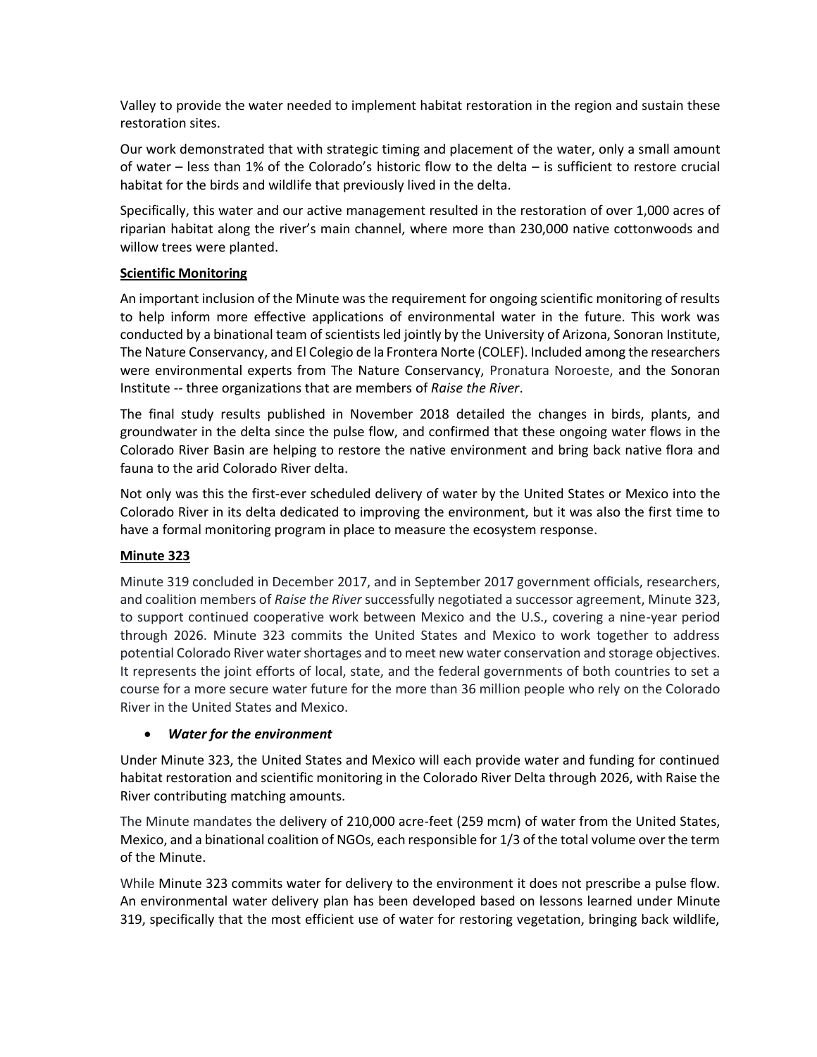Valley to provide the water needed to implement habitat restoration in the region and sustain these restoration sites.

Our work demonstrated that with strategic timing and placement of the water, only a small amount of water – less than 1% of the Colorado's historic flow to the delta – is sufficient to restore crucial habitat for the birds and wildlife that previously lived in the delta.

Specifically, this water and our active management resulted in the restoration of over 1,000 acres of riparian habitat along the river's main channel, where more than 230,000 native cottonwoods and willow trees were planted.

**Scientific Monitoring**

An important inclusion of the Minute was the requirement for ongoing scientific monitoring of results to help inform more effective applications of environmental water in the future. This work was conducted by a binational team of scientists led jointly by the University of Arizona, Sonoran Institute, The Nature Conservancy, and El Colegio de la Frontera Norte (COLEF). Included among the researchers were environmental experts from The Nature Conservancy, Pronatura Noroeste, and the Sonoran Institute -- three organizations that are members of *Raise the River*.

The final study results published in November 2018 detailed the changes in birds, plants, and groundwater in the delta since the pulse flow, and confirmed that these ongoing water flows in the Colorado River Basin are helping to restore the native environment and bring back native flora and fauna to the arid Colorado River delta.

Not only was this the first-ever scheduled delivery of water by the United States or Mexico into the Colorado River in its delta dedicated to improving the environment, but it was also the first time to have a formal monitoring program in place to measure the ecosystem response.

**Minute 323**

Minute 319 concluded in December 2017, and in September 2017 government officials, researchers, and coalition members of *Raise the River* successfully negotiated a successor agreement, Minute 323, to support continued cooperative work between Mexico and the U.S., covering a nine-year period through 2026. Minute 323 commits the United States and Mexico to work together to address potential Colorado River water shortages and to meet new water conservation and storage objectives. It represents the joint efforts of local, state, and the federal governments of both countries to set a course for a more secure water future for the more than 36 million people who rely on the Colorado River in the United States and Mexico.

- ***Water for the environment***

Under Minute 323, the United States and Mexico will each provide water and funding for continued habitat restoration and scientific monitoring in the Colorado River Delta through 2026, with Raise the River contributing matching amounts.

The Minute mandates the delivery of 210,000 acre-feet (259 mcm) of water from the United States, Mexico, and a binational coalition of NGOs, each responsible for 1/3 of the total volume over the term of the Minute.

While Minute 323 commits water for delivery to the environment it does not prescribe a pulse flow. An environmental water delivery plan has been developed based on lessons learned under Minute 319, specifically that the most efficient use of water for restoring vegetation, bringing back wildlife,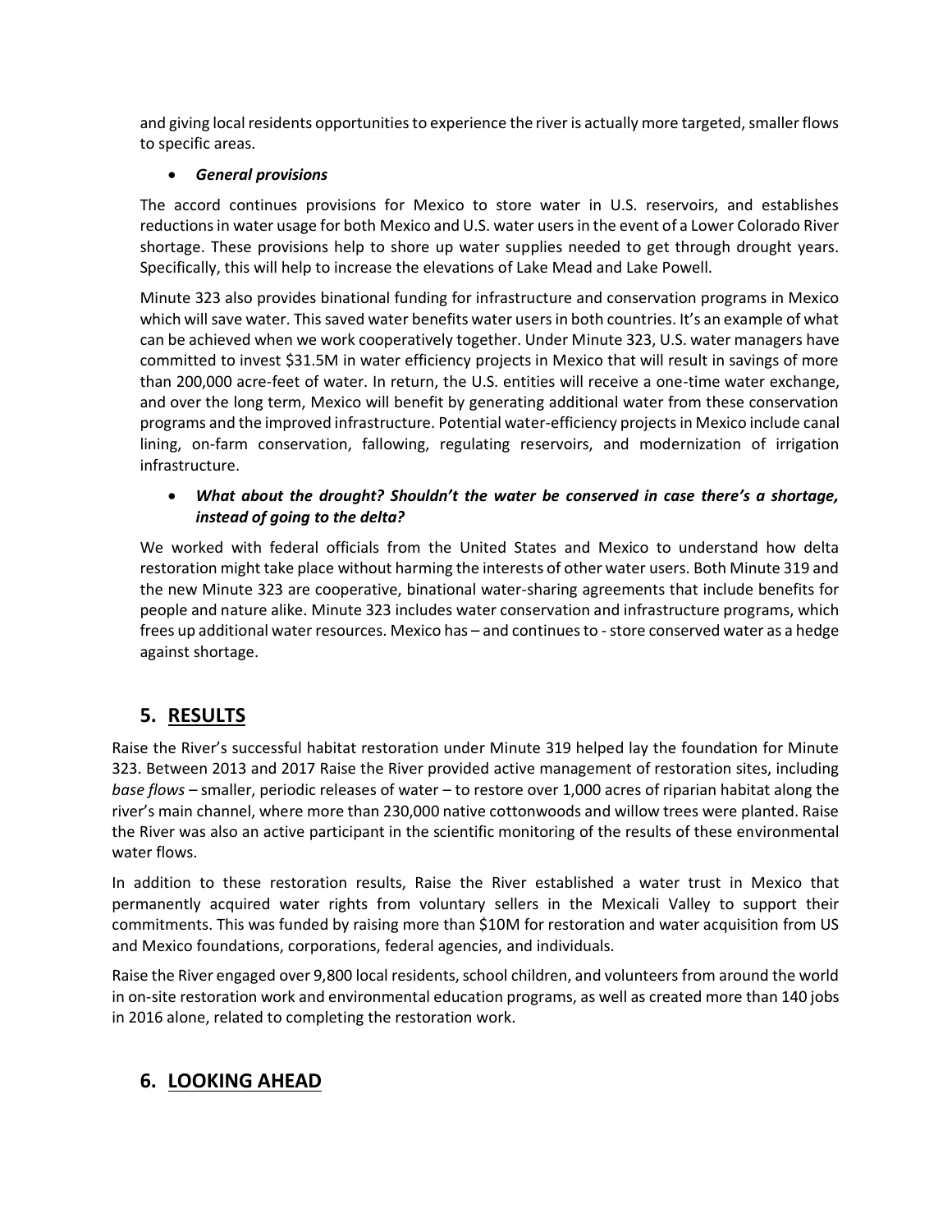and giving local residents opportunities to experience the river is actually more targeted, smaller flows to specific areas.

- ***General provisions***

The accord continues provisions for Mexico to store water in U.S. reservoirs, and establishes reductions in water usage for both Mexico and U.S. water users in the event of a Lower Colorado River shortage. These provisions help to shore up water supplies needed to get through drought years. Specifically, this will help to increase the elevations of Lake Mead and Lake Powell.

Minute 323 also provides binational funding for infrastructure and conservation programs in Mexico which will save water. This saved water benefits water users in both countries. It's an example of what can be achieved when we work cooperatively together. Under Minute 323, U.S. water managers have committed to invest $31.5M in water efficiency projects in Mexico that will result in savings of more than 200,000 acre-feet of water. In return, the U.S. entities will receive a one-time water exchange, and over the long term, Mexico will benefit by generating additional water from these conservation programs and the improved infrastructure. Potential water-efficiency projects in Mexico include canal lining, on-farm conservation, fallowing, regulating reservoirs, and modernization of irrigation infrastructure.

- ***What about the drought? Shouldn't the water be conserved in case there's a shortage, instead of going to the delta?***

We worked with federal officials from the United States and Mexico to understand how delta restoration might take place without harming the interests of other water users. Both Minute 319 and the new Minute 323 are cooperative, binational water-sharing agreements that include benefits for people and nature alike. Minute 323 includes water conservation and infrastructure programs, which frees up additional water resources. Mexico has – and continues to - store conserved water as a hedge against shortage.

## 5. RESULTS

Raise the River's successful habitat restoration under Minute 319 helped lay the foundation for Minute 323. Between 2013 and 2017 Raise the River provided active management of restoration sites, including *base flows* – smaller, periodic releases of water – to restore over 1,000 acres of riparian habitat along the river's main channel, where more than 230,000 native cottonwoods and willow trees were planted. Raise the River was also an active participant in the scientific monitoring of the results of these environmental water flows.

In addition to these restoration results, Raise the River established a water trust in Mexico that permanently acquired water rights from voluntary sellers in the Mexicali Valley to support their commitments. This was funded by raising more than $10M for restoration and water acquisition from US and Mexico foundations, corporations, federal agencies, and individuals.

Raise the River engaged over 9,800 local residents, school children, and volunteers from around the world in on-site restoration work and environmental education programs, as well as created more than 140 jobs in 2016 alone, related to completing the restoration work.

## 6. LOOKING AHEAD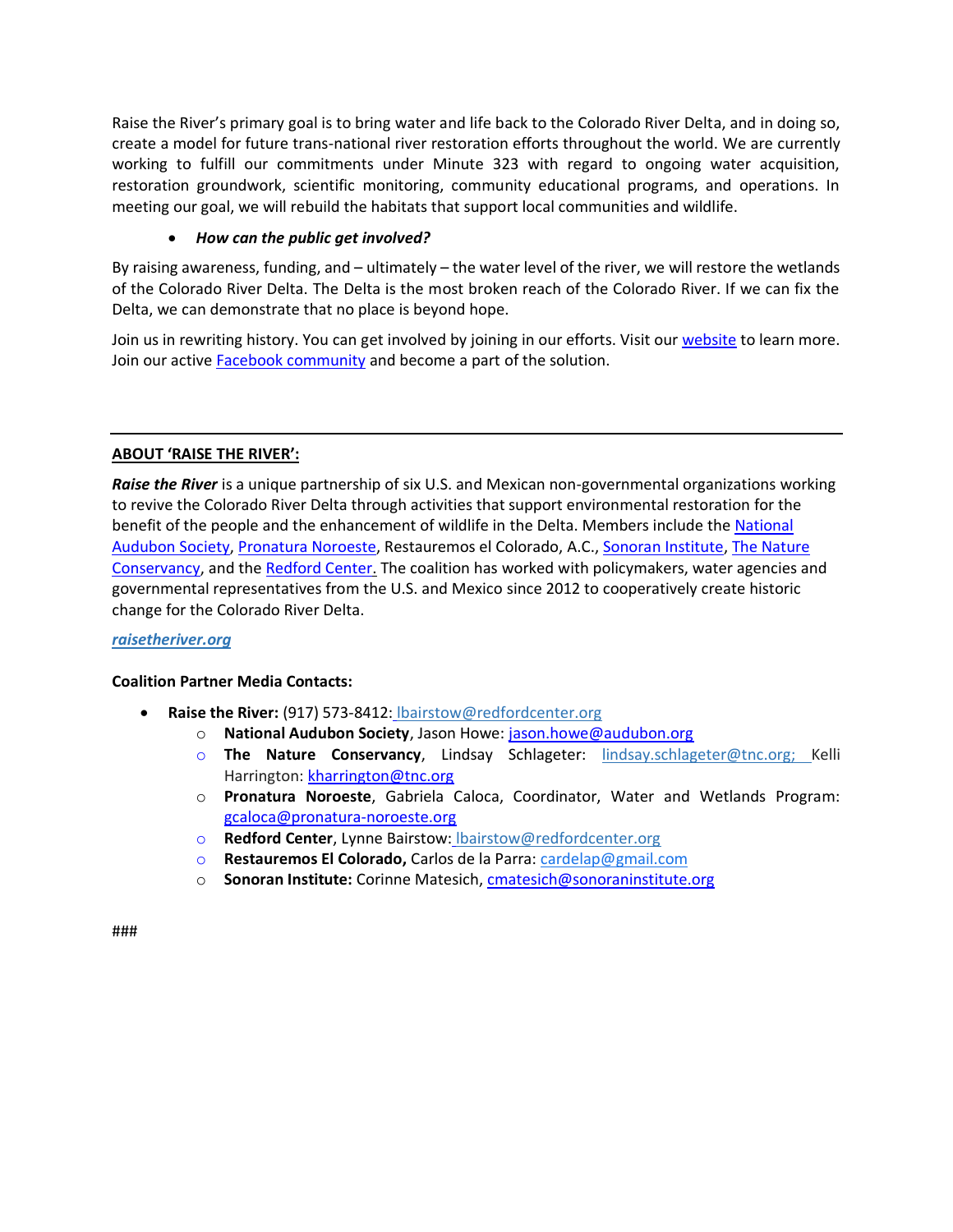Raise the River's primary goal is to bring water and life back to the Colorado River Delta, and in doing so, create a model for future trans-national river restoration efforts throughout the world. We are currently working to fulfill our commitments under Minute 323 with regard to ongoing water acquisition, restoration groundwork, scientific monitoring, community educational programs, and operations. In meeting our goal, we will rebuild the habitats that support local communities and wildlife.

- ***How can the public get involved?***

By raising awareness, funding, and – ultimately – the water level of the river, we will restore the wetlands of the Colorado River Delta. The Delta is the most broken reach of the Colorado River. If we can fix the Delta, we can demonstrate that no place is beyond hope.

Join us in rewriting history. You can get involved by joining in our efforts. Visit our website to learn more. Join our active Facebook community and become a part of the solution.

---

**ABOUT 'RAISE THE RIVER':**

***Raise the River*** is a unique partnership of six U.S. and Mexican non-governmental organizations working to revive the Colorado River Delta through activities that support environmental restoration for the benefit of the people and the enhancement of wildlife in the Delta. Members include the National Audubon Society, Pronatura Noroeste, Restauremos el Colorado, A.C., Sonoran Institute, The Nature Conservancy, and the Redford Center. The coalition has worked with policymakers, water agencies and governmental representatives from the U.S. and Mexico since 2012 to cooperatively create historic change for the Colorado River Delta.

***raisetheriver.org***

**Coalition Partner Media Contacts:**

- **Raise the River:** (917) 573-8412: lbairstow@redfordcenter.org
  - **National Audubon Society**, Jason Howe: jason.howe@audubon.org
  - **The Nature Conservancy**, Lindsay Schlageter: lindsay.schlageter@tnc.org; Kelli Harrington: kharrington@tnc.org
  - **Pronatura Noroeste**, Gabriela Caloca, Coordinator, Water and Wetlands Program: gcaloca@pronatura-noroeste.org
  - **Redford Center**, Lynne Bairstow: lbairstow@redfordcenter.org
  - **Restauremos El Colorado,** Carlos de la Parra: cardelap@gmail.com
  - **Sonoran Institute:** Corinne Matesich, cmatesich@sonoraninstitute.org

###